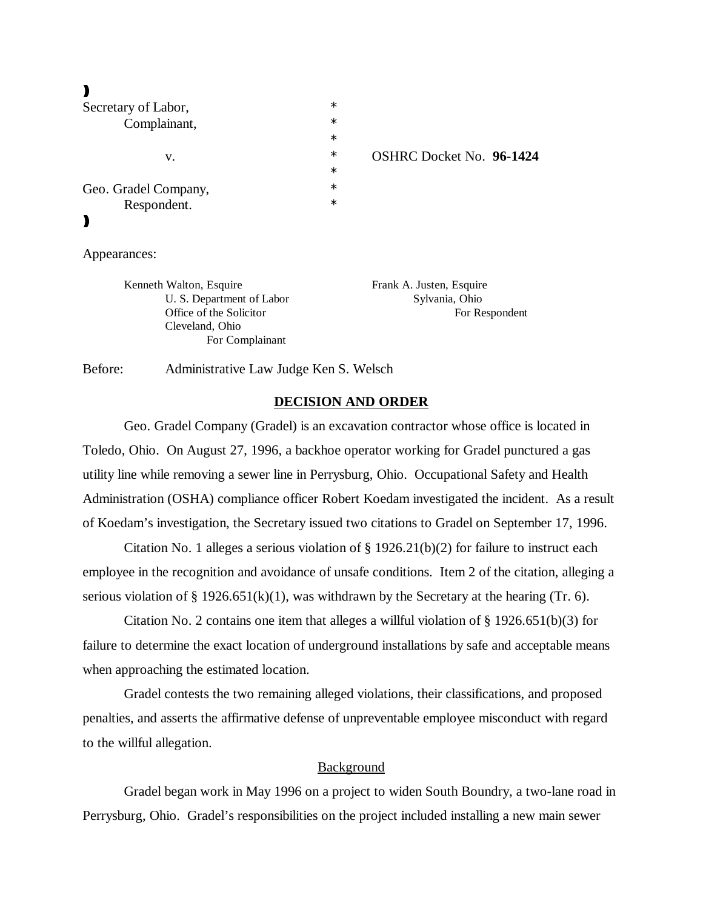| | | |
|---|---|---|
| Secretary of Labor, | * | |
| Complainant, | * | |
| | * | |
| v. | * | OSHRC Docket No. **96-1424** |
| | * | |
| Geo. Gradel Company, | * | |
| Respondent. | * | |

Appearances:

Kenneth Walton, Esquire
U. S. Department of Labor
Office of the Solicitor
Cleveland, Ohio
For Complainant

Frank A. Justen, Esquire
Sylvania, Ohio
For Respondent

Before: Administrative Law Judge Ken S. Welsch

## DECISION AND ORDER

Geo. Gradel Company (Gradel) is an excavation contractor whose office is located in Toledo, Ohio. On August 27, 1996, a backhoe operator working for Gradel punctured a gas utility line while removing a sewer line in Perrysburg, Ohio. Occupational Safety and Health Administration (OSHA) compliance officer Robert Koedam investigated the incident. As a result of Koedam's investigation, the Secretary issued two citations to Gradel on September 17, 1996.

Citation No. 1 alleges a serious violation of § 1926.21(b)(2) for failure to instruct each employee in the recognition and avoidance of unsafe conditions. Item 2 of the citation, alleging a serious violation of § 1926.651(k)(1), was withdrawn by the Secretary at the hearing (Tr. 6).

Citation No. 2 contains one item that alleges a willful violation of § 1926.651(b)(3) for failure to determine the exact location of underground installations by safe and acceptable means when approaching the estimated location.

Gradel contests the two remaining alleged violations, their classifications, and proposed penalties, and asserts the affirmative defense of unpreventable employee misconduct with regard to the willful allegation.

### Background

Gradel began work in May 1996 on a project to widen South Boundry, a two-lane road in Perrysburg, Ohio. Gradel's responsibilities on the project included installing a new main sewer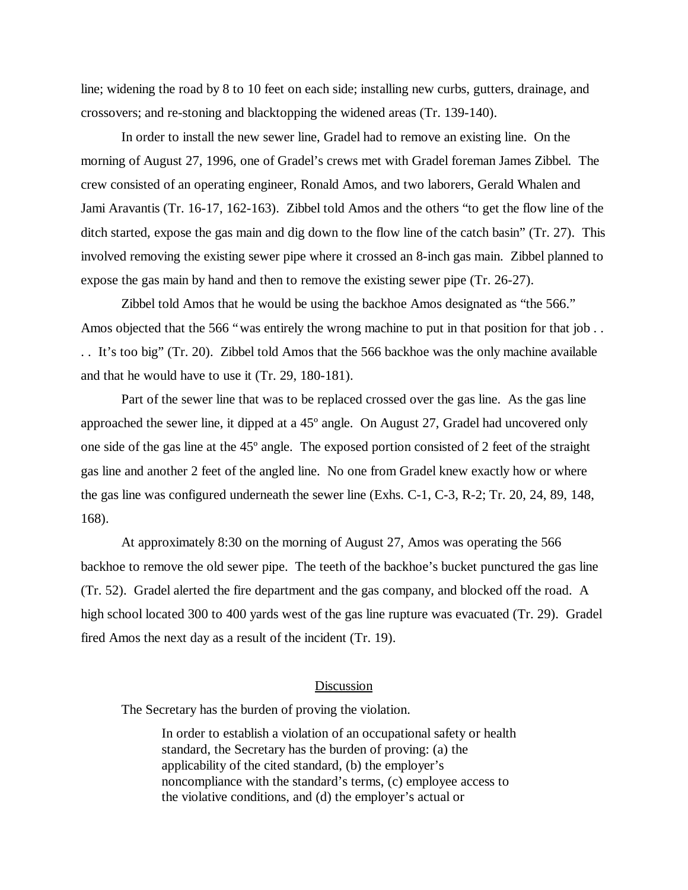line; widening the road by 8 to 10 feet on each side; installing new curbs, gutters, drainage, and crossovers; and re-stoning and blacktopping the widened areas (Tr. 139-140).

In order to install the new sewer line, Gradel had to remove an existing line. On the morning of August 27, 1996, one of Gradel's crews met with Gradel foreman James Zibbel. The crew consisted of an operating engineer, Ronald Amos, and two laborers, Gerald Whalen and Jami Aravantis (Tr. 16-17, 162-163). Zibbel told Amos and the others "to get the flow line of the ditch started, expose the gas main and dig down to the flow line of the catch basin" (Tr. 27). This involved removing the existing sewer pipe where it crossed an 8-inch gas main. Zibbel planned to expose the gas main by hand and then to remove the existing sewer pipe (Tr. 26-27).

Zibbel told Amos that he would be using the backhoe Amos designated as "the 566." Amos objected that the 566 "was entirely the wrong machine to put in that position for that job . . . . It's too big" (Tr. 20). Zibbel told Amos that the 566 backhoe was the only machine available and that he would have to use it (Tr. 29, 180-181).

Part of the sewer line that was to be replaced crossed over the gas line. As the gas line approached the sewer line, it dipped at a 45º angle. On August 27, Gradel had uncovered only one side of the gas line at the 45º angle. The exposed portion consisted of 2 feet of the straight gas line and another 2 feet of the angled line. No one from Gradel knew exactly how or where the gas line was configured underneath the sewer line (Exhs. C-1, C-3, R-2; Tr. 20, 24, 89, 148, 168).

At approximately 8:30 on the morning of August 27, Amos was operating the 566 backhoe to remove the old sewer pipe. The teeth of the backhoe's bucket punctured the gas line (Tr. 52). Gradel alerted the fire department and the gas company, and blocked off the road. A high school located 300 to 400 yards west of the gas line rupture was evacuated (Tr. 29). Gradel fired Amos the next day as a result of the incident (Tr. 19).

## Discussion

The Secretary has the burden of proving the violation.

> In order to establish a violation of an occupational safety or health standard, the Secretary has the burden of proving: (a) the applicability of the cited standard, (b) the employer's noncompliance with the standard's terms, (c) employee access to the violative conditions, and (d) the employer's actual or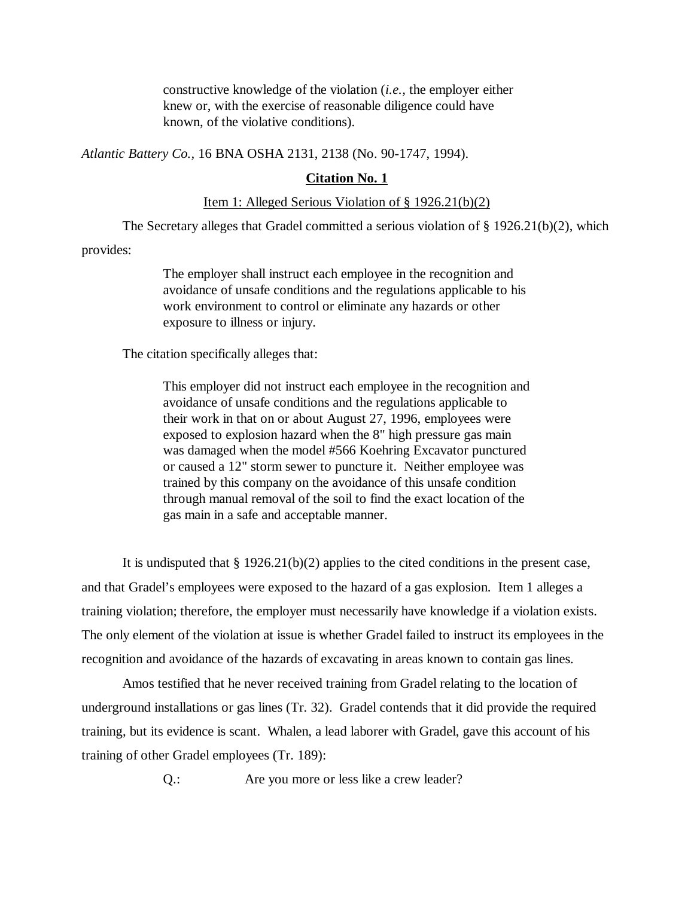> constructive knowledge of the violation (*i.e.,* the employer either knew or, with the exercise of reasonable diligence could have known, of the violative conditions).

*Atlantic Battery Co.*, 16 BNA OSHA 2131, 2138 (No. 90-1747, 1994).

## **Citation No. 1**

### Item 1: Alleged Serious Violation of § 1926.21(b)(2)

The Secretary alleges that Gradel committed a serious violation of § 1926.21(b)(2), which provides:

> The employer shall instruct each employee in the recognition and avoidance of unsafe conditions and the regulations applicable to his work environment to control or eliminate any hazards or other exposure to illness or injury.

The citation specifically alleges that:

> This employer did not instruct each employee in the recognition and avoidance of unsafe conditions and the regulations applicable to their work in that on or about August 27, 1996, employees were exposed to explosion hazard when the 8" high pressure gas main was damaged when the model #566 Koehring Excavator punctured or caused a 12" storm sewer to puncture it. Neither employee was trained by this company on the avoidance of this unsafe condition through manual removal of the soil to find the exact location of the gas main in a safe and acceptable manner.

It is undisputed that § 1926.21(b)(2) applies to the cited conditions in the present case, and that Gradel's employees were exposed to the hazard of a gas explosion. Item 1 alleges a training violation; therefore, the employer must necessarily have knowledge if a violation exists. The only element of the violation at issue is whether Gradel failed to instruct its employees in the recognition and avoidance of the hazards of excavating in areas known to contain gas lines.

Amos testified that he never received training from Gradel relating to the location of underground installations or gas lines (Tr. 32). Gradel contends that it did provide the required training, but its evidence is scant. Whalen, a lead laborer with Gradel, gave this account of his training of other Gradel employees (Tr. 189):

> Q.: Are you more or less like a crew leader?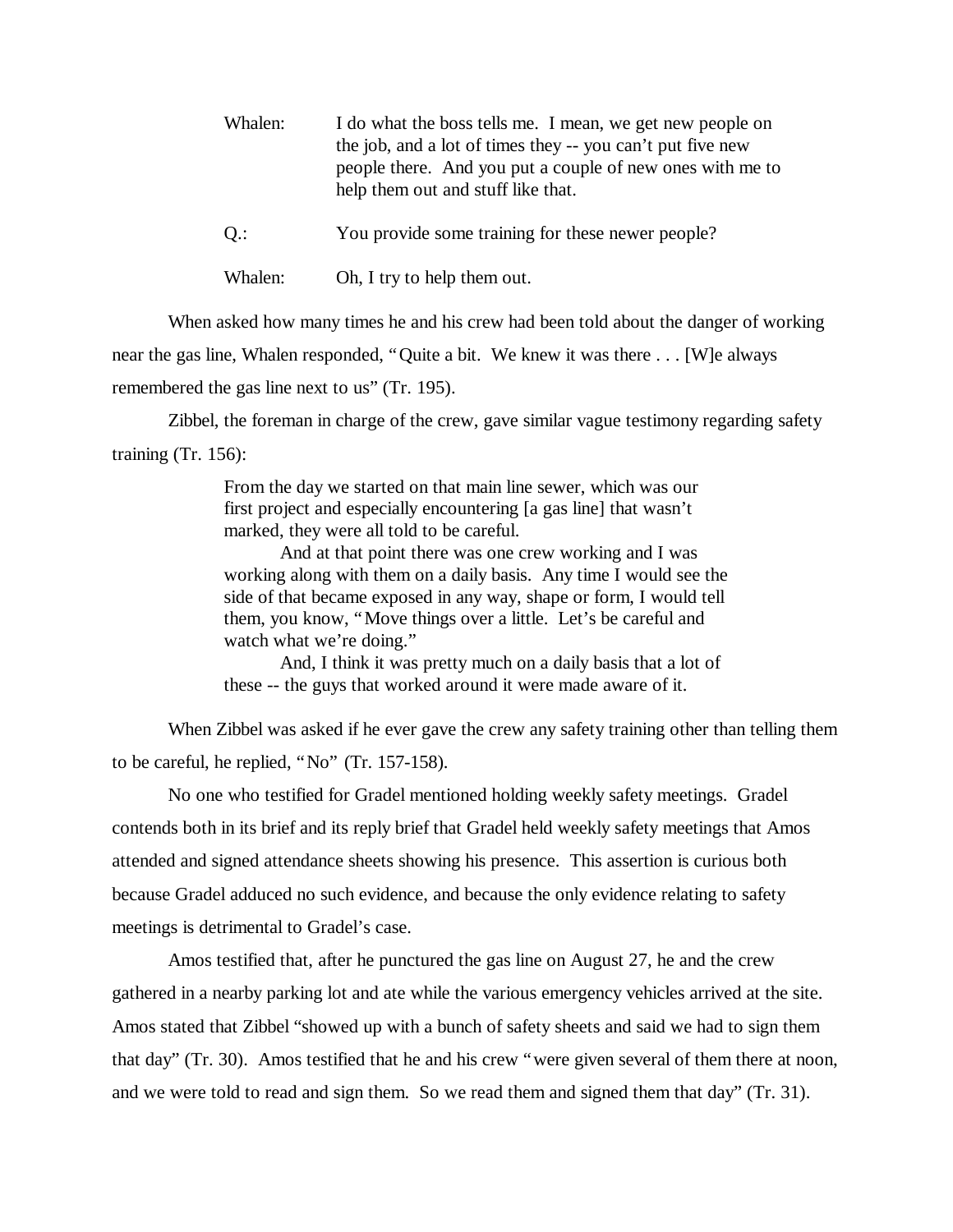Whalen: I do what the boss tells me. I mean, we get new people on the job, and a lot of times they -- you can't put five new people there. And you put a couple of new ones with me to help them out and stuff like that.

Q.: You provide some training for these newer people?

Whalen: Oh, I try to help them out.

When asked how many times he and his crew had been told about the danger of working near the gas line, Whalen responded, "Quite a bit. We knew it was there . . . [W]e always remembered the gas line next to us" (Tr. 195).

Zibbel, the foreman in charge of the crew, gave similar vague testimony regarding safety training (Tr. 156):

> From the day we started on that main line sewer, which was our first project and especially encountering [a gas line] that wasn't marked, they were all told to be careful.
>
> And at that point there was one crew working and I was working along with them on a daily basis. Any time I would see the side of that became exposed in any way, shape or form, I would tell them, you know, "Move things over a little. Let's be careful and watch what we're doing."
>
> And, I think it was pretty much on a daily basis that a lot of these -- the guys that worked around it were made aware of it.

When Zibbel was asked if he ever gave the crew any safety training other than telling them to be careful, he replied, "No" (Tr. 157-158).

No one who testified for Gradel mentioned holding weekly safety meetings. Gradel contends both in its brief and its reply brief that Gradel held weekly safety meetings that Amos attended and signed attendance sheets showing his presence. This assertion is curious both because Gradel adduced no such evidence, and because the only evidence relating to safety meetings is detrimental to Gradel's case.

Amos testified that, after he punctured the gas line on August 27, he and the crew gathered in a nearby parking lot and ate while the various emergency vehicles arrived at the site. Amos stated that Zibbel "showed up with a bunch of safety sheets and said we had to sign them that day" (Tr. 30). Amos testified that he and his crew "were given several of them there at noon, and we were told to read and sign them. So we read them and signed them that day" (Tr. 31).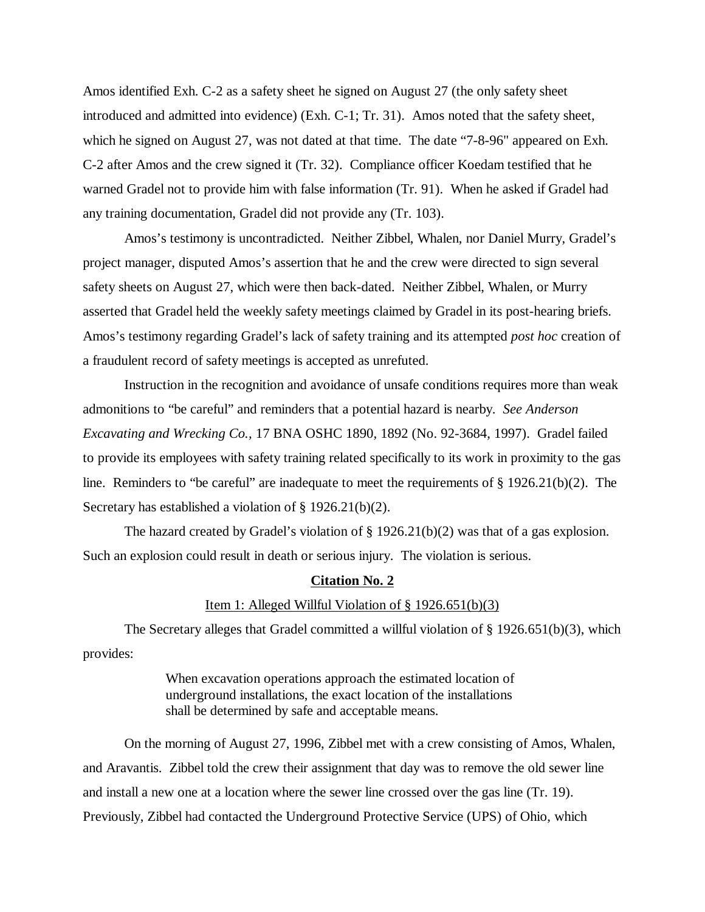Amos identified Exh. C-2 as a safety sheet he signed on August 27 (the only safety sheet introduced and admitted into evidence) (Exh. C-1; Tr. 31). Amos noted that the safety sheet, which he signed on August 27, was not dated at that time. The date "7-8-96" appeared on Exh. C-2 after Amos and the crew signed it (Tr. 32). Compliance officer Koedam testified that he warned Gradel not to provide him with false information (Tr. 91). When he asked if Gradel had any training documentation, Gradel did not provide any (Tr. 103).

Amos's testimony is uncontradicted. Neither Zibbel, Whalen, nor Daniel Murry, Gradel's project manager, disputed Amos's assertion that he and the crew were directed to sign several safety sheets on August 27, which were then back-dated. Neither Zibbel, Whalen, or Murry asserted that Gradel held the weekly safety meetings claimed by Gradel in its post-hearing briefs. Amos's testimony regarding Gradel's lack of safety training and its attempted *post hoc* creation of a fraudulent record of safety meetings is accepted as unrefuted.

Instruction in the recognition and avoidance of unsafe conditions requires more than weak admonitions to "be careful" and reminders that a potential hazard is nearby. *See Anderson Excavating and Wrecking Co.,* 17 BNA OSHC 1890, 1892 (No. 92-3684, 1997). Gradel failed to provide its employees with safety training related specifically to its work in proximity to the gas line. Reminders to "be careful" are inadequate to meet the requirements of § 1926.21(b)(2). The Secretary has established a violation of § 1926.21(b)(2).

The hazard created by Gradel's violation of § 1926.21(b)(2) was that of a gas explosion. Such an explosion could result in death or serious injury. The violation is serious.

## Citation No. 2

### Item 1: Alleged Willful Violation of § 1926.651(b)(3)

The Secretary alleges that Gradel committed a willful violation of § 1926.651(b)(3), which provides:

> When excavation operations approach the estimated location of underground installations, the exact location of the installations shall be determined by safe and acceptable means.

On the morning of August 27, 1996, Zibbel met with a crew consisting of Amos, Whalen, and Aravantis. Zibbel told the crew their assignment that day was to remove the old sewer line and install a new one at a location where the sewer line crossed over the gas line (Tr. 19). Previously, Zibbel had contacted the Underground Protective Service (UPS) of Ohio, which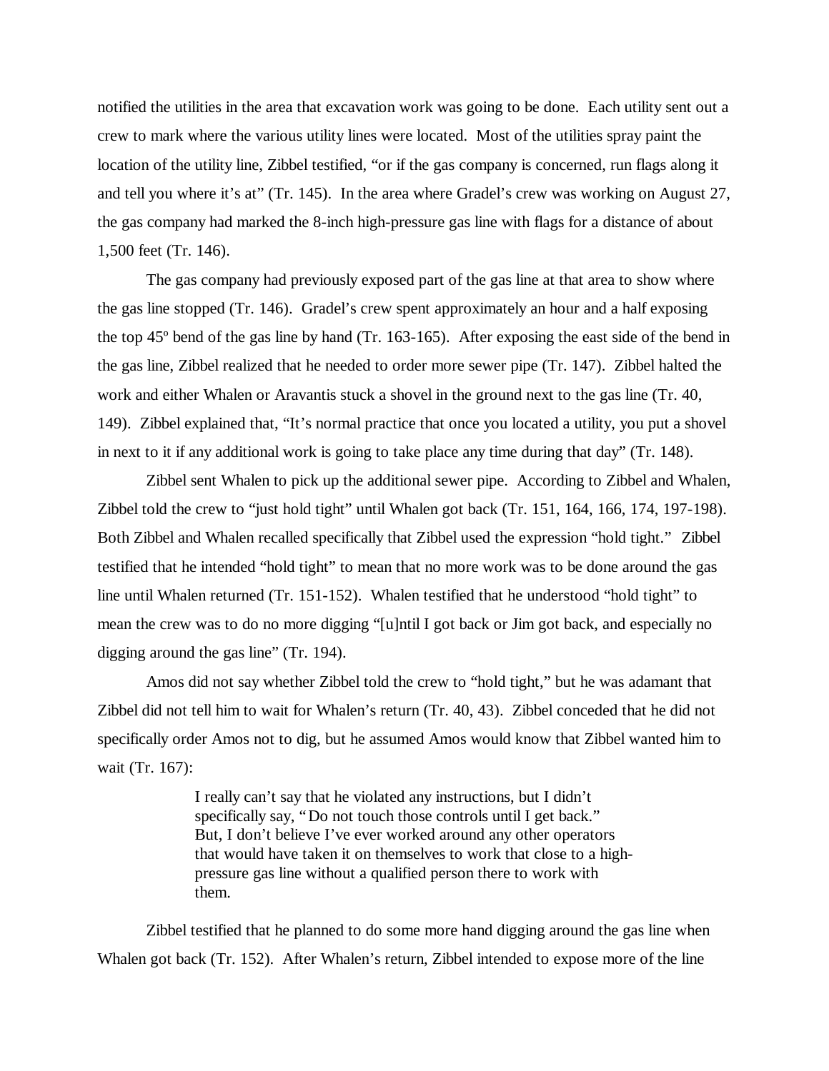notified the utilities in the area that excavation work was going to be done. Each utility sent out a crew to mark where the various utility lines were located. Most of the utilities spray paint the location of the utility line, Zibbel testified, "or if the gas company is concerned, run flags along it and tell you where it's at" (Tr. 145). In the area where Gradel's crew was working on August 27, the gas company had marked the 8-inch high-pressure gas line with flags for a distance of about 1,500 feet (Tr. 146).

The gas company had previously exposed part of the gas line at that area to show where the gas line stopped (Tr. 146). Gradel's crew spent approximately an hour and a half exposing the top 45º bend of the gas line by hand (Tr. 163-165). After exposing the east side of the bend in the gas line, Zibbel realized that he needed to order more sewer pipe (Tr. 147). Zibbel halted the work and either Whalen or Aravantis stuck a shovel in the ground next to the gas line (Tr. 40, 149). Zibbel explained that, "It's normal practice that once you located a utility, you put a shovel in next to it if any additional work is going to take place any time during that day" (Tr. 148).

Zibbel sent Whalen to pick up the additional sewer pipe. According to Zibbel and Whalen, Zibbel told the crew to "just hold tight" until Whalen got back (Tr. 151, 164, 166, 174, 197-198). Both Zibbel and Whalen recalled specifically that Zibbel used the expression "hold tight." Zibbel testified that he intended "hold tight" to mean that no more work was to be done around the gas line until Whalen returned (Tr. 151-152). Whalen testified that he understood "hold tight" to mean the crew was to do no more digging "[u]ntil I got back or Jim got back, and especially no digging around the gas line" (Tr. 194).

Amos did not say whether Zibbel told the crew to "hold tight," but he was adamant that Zibbel did not tell him to wait for Whalen's return (Tr. 40, 43). Zibbel conceded that he did not specifically order Amos not to dig, but he assumed Amos would know that Zibbel wanted him to wait (Tr. 167):

> I really can't say that he violated any instructions, but I didn't specifically say, "Do not touch those controls until I get back." But, I don't believe I've ever worked around any other operators that would have taken it on themselves to work that close to a high-pressure gas line without a qualified person there to work with them.

Zibbel testified that he planned to do some more hand digging around the gas line when Whalen got back (Tr. 152). After Whalen's return, Zibbel intended to expose more of the line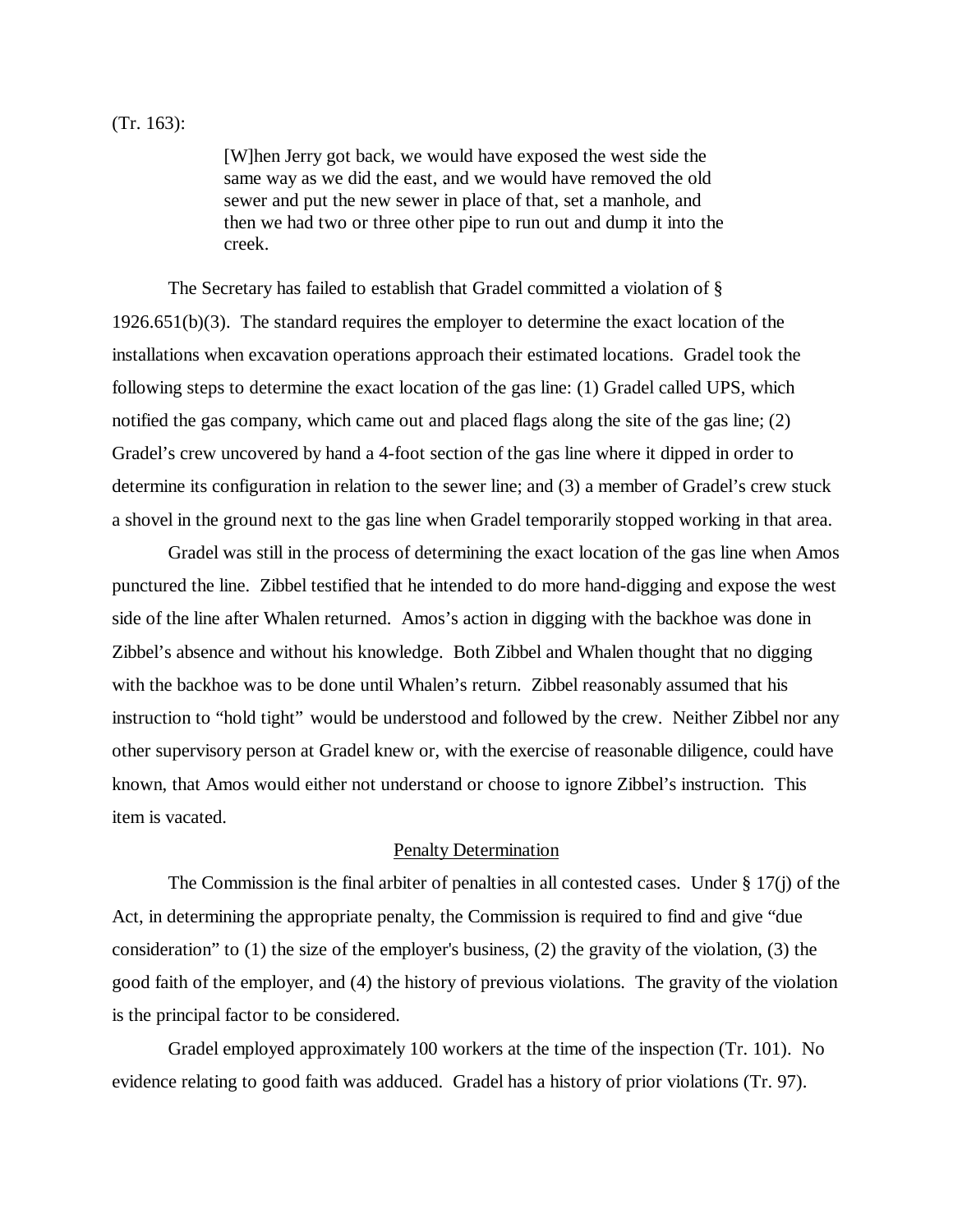(Tr. 163):

> [W]hen Jerry got back, we would have exposed the west side the same way as we did the east, and we would have removed the old sewer and put the new sewer in place of that, set a manhole, and then we had two or three other pipe to run out and dump it into the creek.

The Secretary has failed to establish that Gradel committed a violation of § 1926.651(b)(3). The standard requires the employer to determine the exact location of the installations when excavation operations approach their estimated locations. Gradel took the following steps to determine the exact location of the gas line: (1) Gradel called UPS, which notified the gas company, which came out and placed flags along the site of the gas line; (2) Gradel's crew uncovered by hand a 4-foot section of the gas line where it dipped in order to determine its configuration in relation to the sewer line; and (3) a member of Gradel's crew stuck a shovel in the ground next to the gas line when Gradel temporarily stopped working in that area.

Gradel was still in the process of determining the exact location of the gas line when Amos punctured the line. Zibbel testified that he intended to do more hand-digging and expose the west side of the line after Whalen returned. Amos's action in digging with the backhoe was done in Zibbel's absence and without his knowledge. Both Zibbel and Whalen thought that no digging with the backhoe was to be done until Whalen's return. Zibbel reasonably assumed that his instruction to "hold tight" would be understood and followed by the crew. Neither Zibbel nor any other supervisory person at Gradel knew or, with the exercise of reasonable diligence, could have known, that Amos would either not understand or choose to ignore Zibbel's instruction. This item is vacated.

## Penalty Determination

The Commission is the final arbiter of penalties in all contested cases. Under § 17(j) of the Act, in determining the appropriate penalty, the Commission is required to find and give "due consideration" to (1) the size of the employer's business, (2) the gravity of the violation, (3) the good faith of the employer, and (4) the history of previous violations. The gravity of the violation is the principal factor to be considered.

Gradel employed approximately 100 workers at the time of the inspection (Tr. 101). No evidence relating to good faith was adduced. Gradel has a history of prior violations (Tr. 97).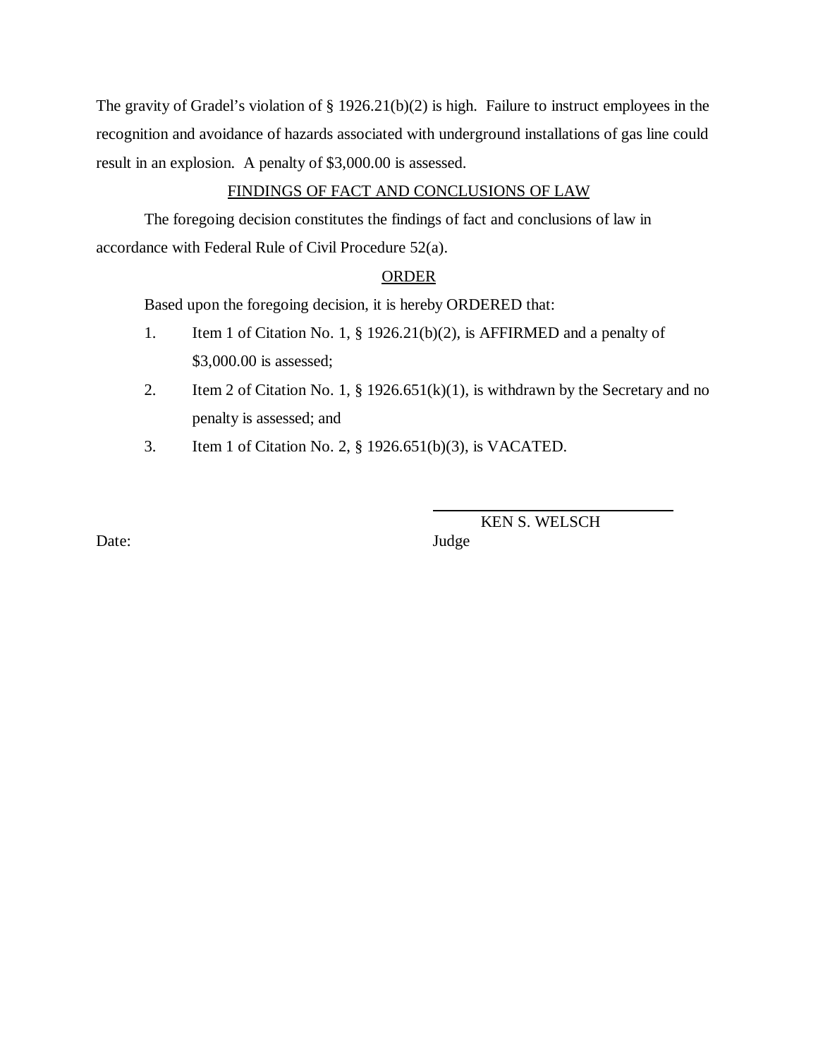The gravity of Gradel's violation of § 1926.21(b)(2) is high. Failure to instruct employees in the recognition and avoidance of hazards associated with underground installations of gas line could result in an explosion. A penalty of $3,000.00 is assessed.

## FINDINGS OF FACT AND CONCLUSIONS OF LAW

The foregoing decision constitutes the findings of fact and conclusions of law in accordance with Federal Rule of Civil Procedure 52(a).

## ORDER

Based upon the foregoing decision, it is hereby ORDERED that:

1. Item 1 of Citation No. 1, § 1926.21(b)(2), is AFFIRMED and a penalty of $3,000.00 is assessed;
2. Item 2 of Citation No. 1, § 1926.651(k)(1), is withdrawn by the Secretary and no penalty is assessed; and
3. Item 1 of Citation No. 2, § 1926.651(b)(3), is VACATED.

KEN S. WELSCH
Judge

Date: